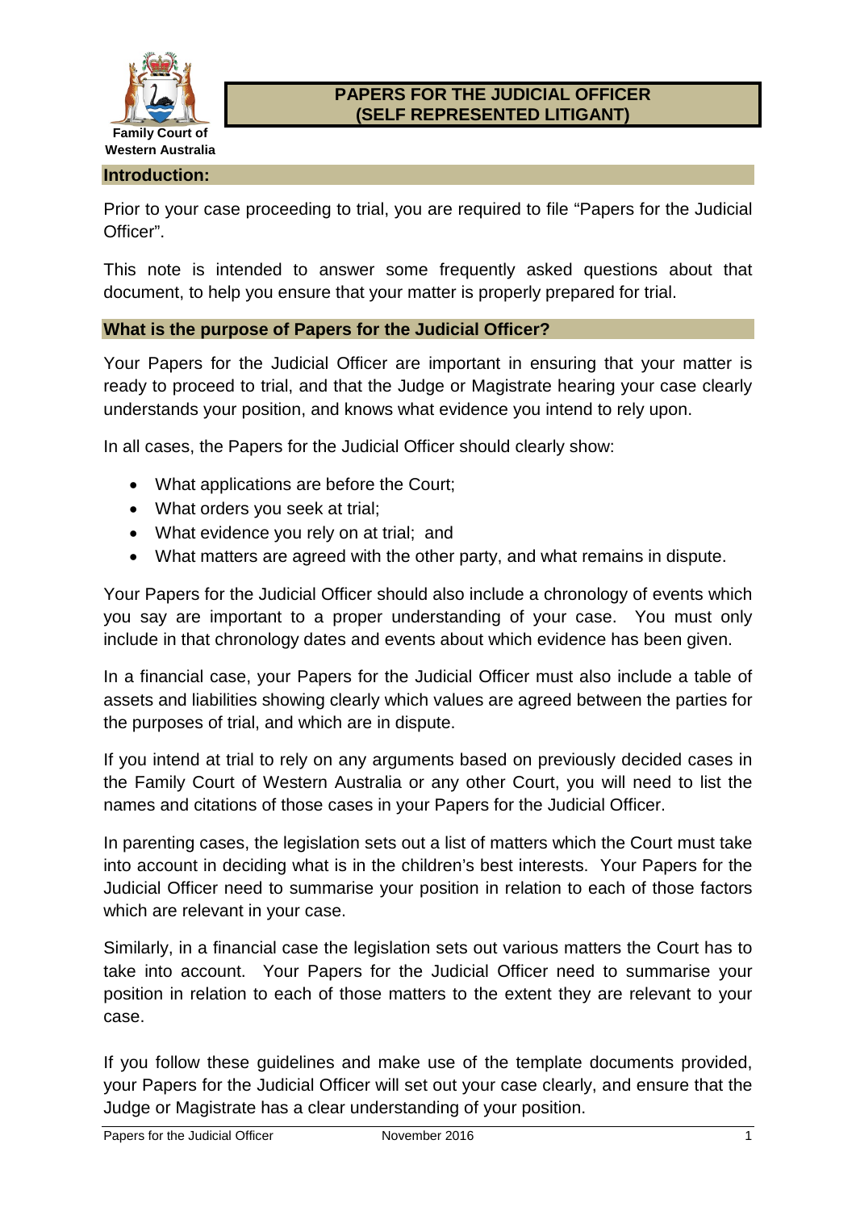Family Court of Western Australia

# PAPERS FOR THE JUDICIAL OFFICER (SELF REPRESENTED LITIGANT)

## Introduction:

Prior to your case proceeding to trial, you are required to file "Papers for the Judicial Officer".

This note is intended to answer some frequently asked questions about that document, to help you ensure that your matter is properly prepared for trial.

## What is the purpose of Papers for the Judicial Officer?

Your Papers for the Judicial Officer are important in ensuring that your matter is ready to proceed to trial, and that the Judge or Magistrate hearing your case clearly understands your position, and knows what evidence you intend to rely upon.

In all cases, the Papers for the Judicial Officer should clearly show:

- What applications are before the Court;
- What orders you seek at trial;
- What evidence you rely on at trial; and
- What matters are agreed with the other party, and what remains in dispute.

Your Papers for the Judicial Officer should also include a chronology of events which you say are important to a proper understanding of your case. You must only include in that chronology dates and events about which evidence has been given.

In a financial case, your Papers for the Judicial Officer must also include a table of assets and liabilities showing clearly which values are agreed between the parties for the purposes of trial, and which are in dispute.

If you intend at trial to rely on any arguments based on previously decided cases in the Family Court of Western Australia or any other Court, you will need to list the names and citations of those cases in your Papers for the Judicial Officer.

In parenting cases, the legislation sets out a list of matters which the Court must take into account in deciding what is in the children's best interests. Your Papers for the Judicial Officer need to summarise your position in relation to each of those factors which are relevant in your case.

Similarly, in a financial case the legislation sets out various matters the Court has to take into account. Your Papers for the Judicial Officer need to summarise your position in relation to each of those matters to the extent they are relevant to your case.

If you follow these guidelines and make use of the template documents provided, your Papers for the Judicial Officer will set out your case clearly, and ensure that the Judge or Magistrate has a clear understanding of your position.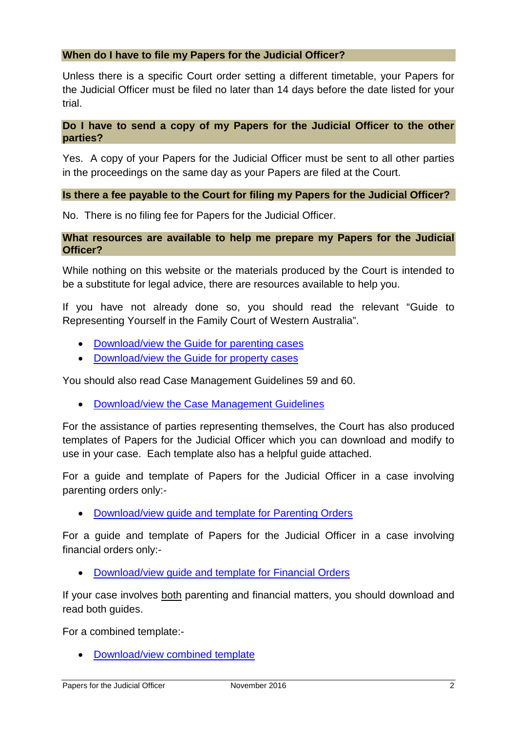## When do I have to file my Papers for the Judicial Officer?

Unless there is a specific Court order setting a different timetable, your Papers for the Judicial Officer must be filed no later than 14 days before the date listed for your trial.

## Do I have to send a copy of my Papers for the Judicial Officer to the other parties?

Yes. A copy of your Papers for the Judicial Officer must be sent to all other parties in the proceedings on the same day as your Papers are filed at the Court.

## Is there a fee payable to the Court for filing my Papers for the Judicial Officer?

No. There is no filing fee for Papers for the Judicial Officer.

## What resources are available to help me prepare my Papers for the Judicial Officer?

While nothing on this website or the materials produced by the Court is intended to be a substitute for legal advice, there are resources available to help you.

If you have not already done so, you should read the relevant "Guide to Representing Yourself in the Family Court of Western Australia".

- Download/view the Guide for parenting cases
- Download/view the Guide for property cases

You should also read Case Management Guidelines 59 and 60.

- Download/view the Case Management Guidelines

For the assistance of parties representing themselves, the Court has also produced templates of Papers for the Judicial Officer which you can download and modify to use in your case. Each template also has a helpful guide attached.

For a guide and template of Papers for the Judicial Officer in a case involving parenting orders only:-

- Download/view guide and template for Parenting Orders

For a guide and template of Papers for the Judicial Officer in a case involving financial orders only:-

- Download/view guide and template for Financial Orders

If your case involves <u>both</u> parenting and financial matters, you should download and read both guides.

For a combined template:-

- Download/view combined template